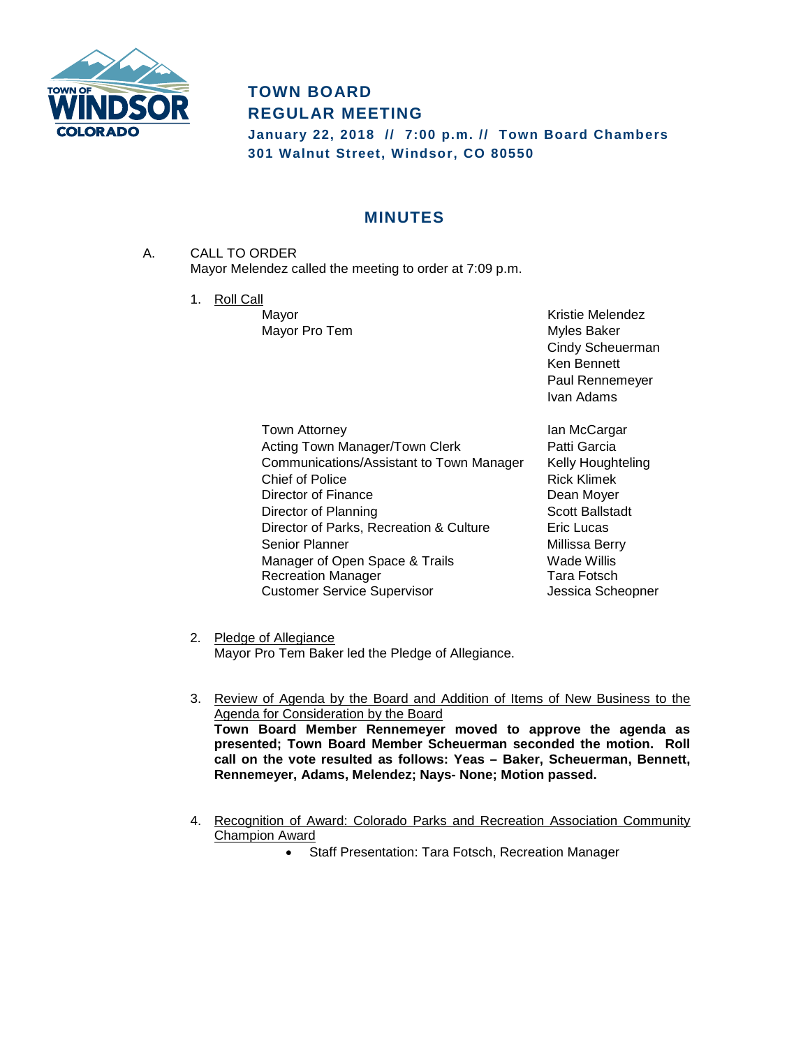# TOWN BOARD
# REGULAR MEETING

**January 22, 2018 // 7:00 p.m. // Town Board Chambers**
**301 Walnut Street, Windsor, CO 80550**

## MINUTES

A. CALL TO ORDER
Mayor Melendez called the meeting to order at 7:09 p.m.

1. Roll Call

| | |
|---|---|
| Mayor | Kristie Melendez |
| Mayor Pro Tem | Myles Baker |
| | Cindy Scheuerman |
| | Ken Bennett |
| | Paul Rennemeyer |
| | Ivan Adams |

| | |
|---|---|
| Town Attorney | Ian McCargar |
| Acting Town Manager/Town Clerk | Patti Garcia |
| Communications/Assistant to Town Manager | Kelly Houghteling |
| Chief of Police | Rick Klimek |
| Director of Finance | Dean Moyer |
| Director of Planning | Scott Ballstadt |
| Director of Parks, Recreation & Culture | Eric Lucas |
| Senior Planner | Millissa Berry |
| Manager of Open Space & Trails | Wade Willis |
| Recreation Manager | Tara Fotsch |
| Customer Service Supervisor | Jessica Scheopner |

2. Pledge of Allegiance
Mayor Pro Tem Baker led the Pledge of Allegiance.

3. Review of Agenda by the Board and Addition of Items of New Business to the Agenda for Consideration by the Board
**Town Board Member Rennemeyer moved to approve the agenda as presented; Town Board Member Scheuerman seconded the motion. Roll call on the vote resulted as follows: Yeas – Baker, Scheuerman, Bennett, Rennemeyer, Adams, Melendez; Nays- None; Motion passed.**

4. Recognition of Award: Colorado Parks and Recreation Association Community Champion Award
   - Staff Presentation: Tara Fotsch, Recreation Manager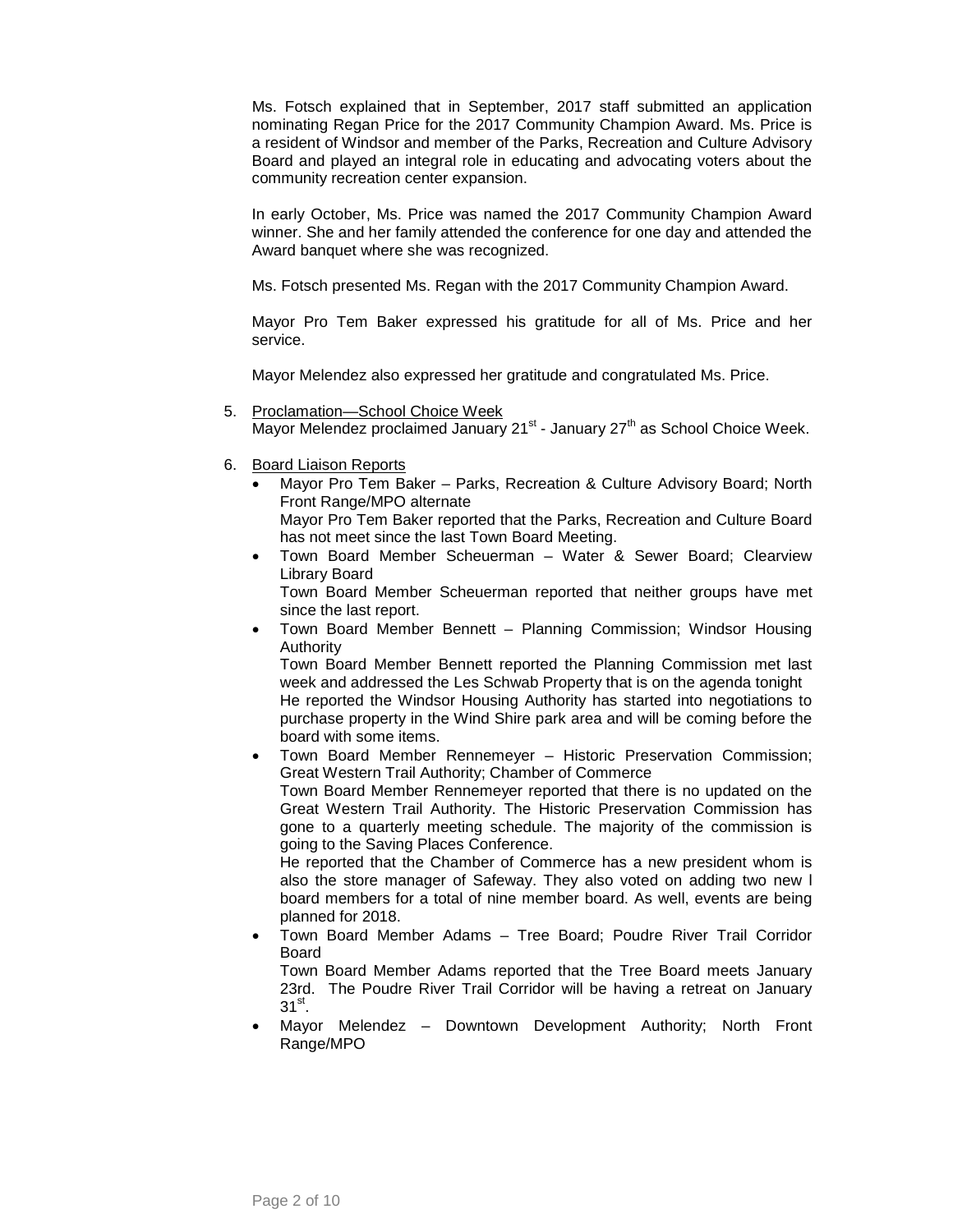Ms. Fotsch explained that in September, 2017 staff submitted an application nominating Regan Price for the 2017 Community Champion Award. Ms. Price is a resident of Windsor and member of the Parks, Recreation and Culture Advisory Board and played an integral role in educating and advocating voters about the community recreation center expansion.

In early October, Ms. Price was named the 2017 Community Champion Award winner. She and her family attended the conference for one day and attended the Award banquet where she was recognized.

Ms. Fotsch presented Ms. Regan with the 2017 Community Champion Award.

Mayor Pro Tem Baker expressed his gratitude for all of Ms. Price and her service.

Mayor Melendez also expressed her gratitude and congratulated Ms. Price.

5. Proclamation—School Choice Week
   Mayor Melendez proclaimed January 21st - January 27th as School Choice Week.

6. Board Liaison Reports
   - Mayor Pro Tem Baker – Parks, Recreation & Culture Advisory Board; North Front Range/MPO alternate
     Mayor Pro Tem Baker reported that the Parks, Recreation and Culture Board has not meet since the last Town Board Meeting.
   - Town Board Member Scheuerman – Water & Sewer Board; Clearview Library Board
     Town Board Member Scheuerman reported that neither groups have met since the last report.
   - Town Board Member Bennett – Planning Commission; Windsor Housing Authority
     Town Board Member Bennett reported the Planning Commission met last week and addressed the Les Schwab Property that is on the agenda tonight
     He reported the Windsor Housing Authority has started into negotiations to purchase property in the Wind Shire park area and will be coming before the board with some items.
   - Town Board Member Rennemeyer – Historic Preservation Commission; Great Western Trail Authority; Chamber of Commerce
     Town Board Member Rennemeyer reported that there is no updated on the Great Western Trail Authority. The Historic Preservation Commission has gone to a quarterly meeting schedule. The majority of the commission is going to the Saving Places Conference.
     He reported that the Chamber of Commerce has a new president whom is also the store manager of Safeway. They also voted on adding two new l board members for a total of nine member board. As well, events are being planned for 2018.
   - Town Board Member Adams – Tree Board; Poudre River Trail Corridor Board
     Town Board Member Adams reported that the Tree Board meets January 23rd. The Poudre River Trail Corridor will be having a retreat on January 31st.
   - Mayor Melendez – Downtown Development Authority; North Front Range/MPO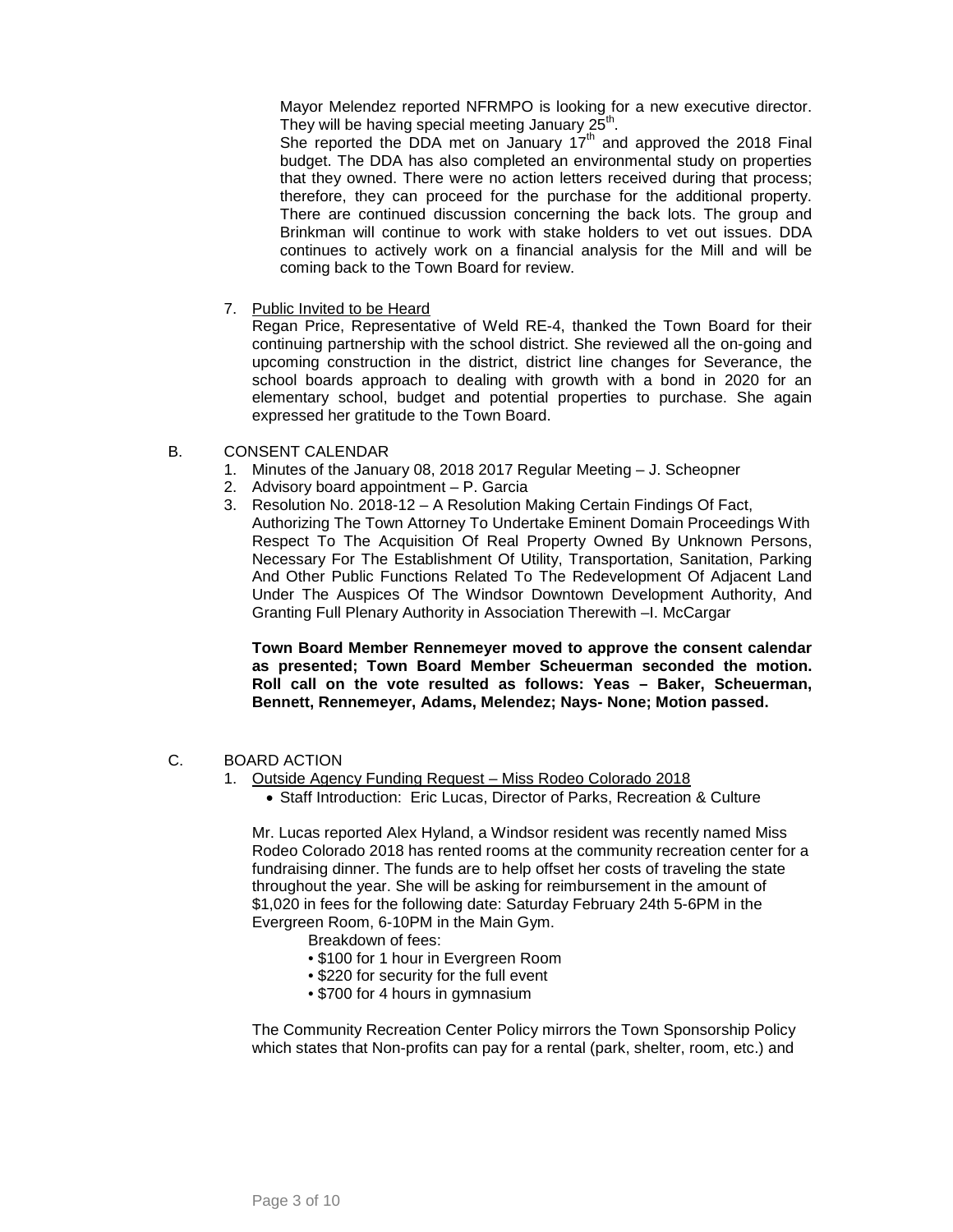Mayor Melendez reported NFRMPO is looking for a new executive director. They will be having special meeting January 25th.

She reported the DDA met on January 17th and approved the 2018 Final budget. The DDA has also completed an environmental study on properties that they owned. There were no action letters received during that process; therefore, they can proceed for the purchase for the additional property. There are continued discussion concerning the back lots. The group and Brinkman will continue to work with stake holders to vet out issues. DDA continues to actively work on a financial analysis for the Mill and will be coming back to the Town Board for review.

7. Public Invited to be Heard

   Regan Price, Representative of Weld RE-4, thanked the Town Board for their continuing partnership with the school district. She reviewed all the on-going and upcoming construction in the district, district line changes for Severance, the school boards approach to dealing with growth with a bond in 2020 for an elementary school, budget and potential properties to purchase. She again expressed her gratitude to the Town Board.

B. CONSENT CALENDAR

1. Minutes of the January 08, 2018 2017 Regular Meeting – J. Scheopner
2. Advisory board appointment – P. Garcia
3. Resolution No. 2018-12 – A Resolution Making Certain Findings Of Fact, Authorizing The Town Attorney To Undertake Eminent Domain Proceedings With Respect To The Acquisition Of Real Property Owned By Unknown Persons, Necessary For The Establishment Of Utility, Transportation, Sanitation, Parking And Other Public Functions Related To The Redevelopment Of Adjacent Land Under The Auspices Of The Windsor Downtown Development Authority, And Granting Full Plenary Authority in Association Therewith –I. McCargar

**Town Board Member Rennemeyer moved to approve the consent calendar as presented; Town Board Member Scheuerman seconded the motion. Roll call on the vote resulted as follows: Yeas – Baker, Scheuerman, Bennett, Rennemeyer, Adams, Melendez; Nays- None; Motion passed.**

C. BOARD ACTION

1. Outside Agency Funding Request – Miss Rodeo Colorado 2018
   - Staff Introduction: Eric Lucas, Director of Parks, Recreation & Culture

   Mr. Lucas reported Alex Hyland, a Windsor resident was recently named Miss Rodeo Colorado 2018 has rented rooms at the community recreation center for a fundraising dinner. The funds are to help offset her costs of traveling the state throughout the year. She will be asking for reimbursement in the amount of $1,020 in fees for the following date: Saturday February 24th 5-6PM in the Evergreen Room, 6-10PM in the Main Gym.

   Breakdown of fees:
   - $100 for 1 hour in Evergreen Room
   - $220 for security for the full event
   - $700 for 4 hours in gymnasium

   The Community Recreation Center Policy mirrors the Town Sponsorship Policy which states that Non-profits can pay for a rental (park, shelter, room, etc.) and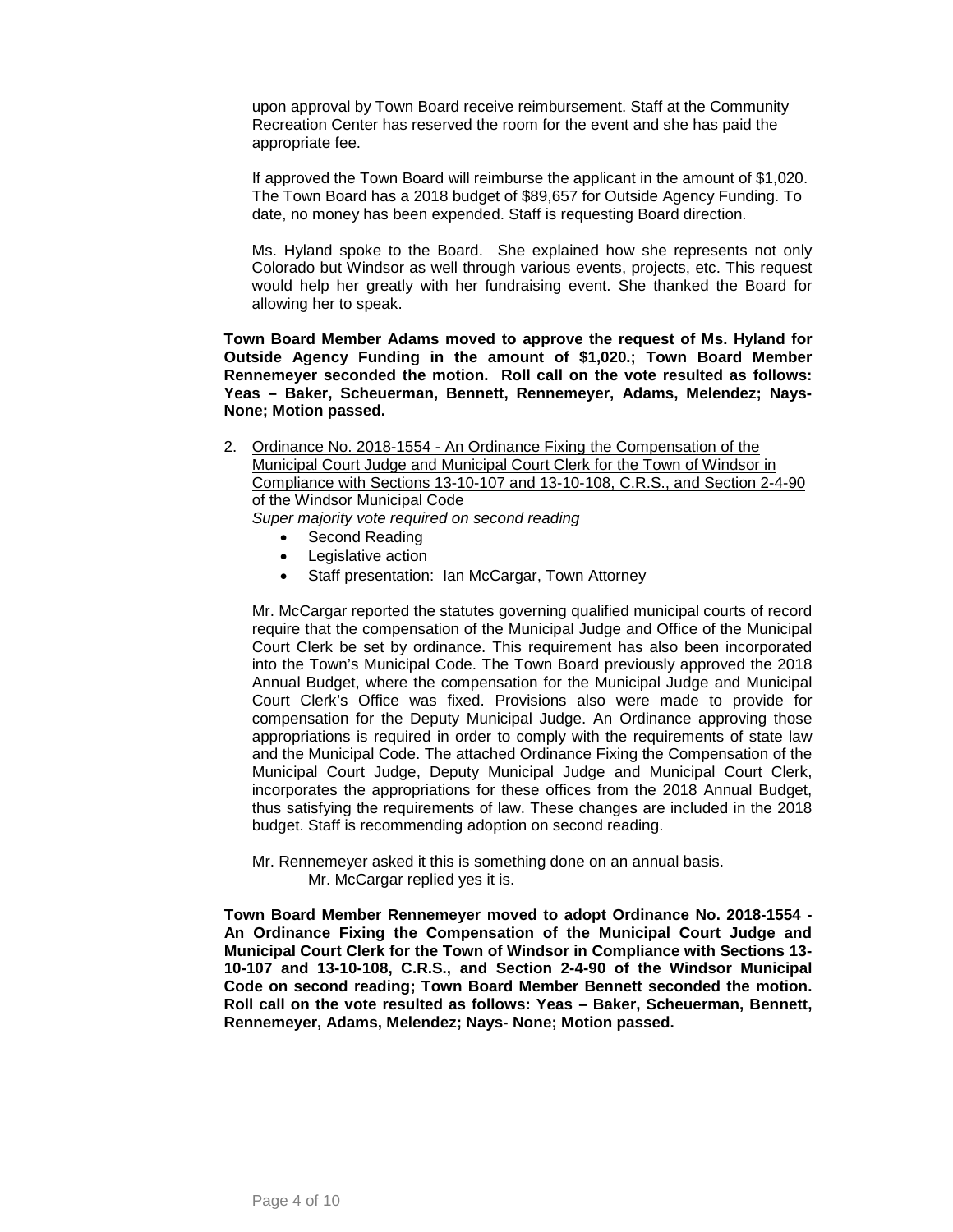upon approval by Town Board receive reimbursement. Staff at the Community Recreation Center has reserved the room for the event and she has paid the appropriate fee.

If approved the Town Board will reimburse the applicant in the amount of $1,020. The Town Board has a 2018 budget of $89,657 for Outside Agency Funding. To date, no money has been expended. Staff is requesting Board direction.

Ms. Hyland spoke to the Board. She explained how she represents not only Colorado but Windsor as well through various events, projects, etc. This request would help her greatly with her fundraising event. She thanked the Board for allowing her to speak.

**Town Board Member Adams moved to approve the request of Ms. Hyland for Outside Agency Funding in the amount of $1,020.; Town Board Member Rennemeyer seconded the motion. Roll call on the vote resulted as follows: Yeas – Baker, Scheuerman, Bennett, Rennemeyer, Adams, Melendez; Nays- None; Motion passed.**

2. Ordinance No. 2018-1554 - An Ordinance Fixing the Compensation of the Municipal Court Judge and Municipal Court Clerk for the Town of Windsor in Compliance with Sections 13-10-107 and 13-10-108, C.R.S., and Section 2-4-90 of the Windsor Municipal Code
   *Super majority vote required on second reading*
   - Second Reading
   - Legislative action
   - Staff presentation: Ian McCargar, Town Attorney

   Mr. McCargar reported the statutes governing qualified municipal courts of record require that the compensation of the Municipal Judge and Office of the Municipal Court Clerk be set by ordinance. This requirement has also been incorporated into the Town's Municipal Code. The Town Board previously approved the 2018 Annual Budget, where the compensation for the Municipal Judge and Municipal Court Clerk's Office was fixed. Provisions also were made to provide for compensation for the Deputy Municipal Judge. An Ordinance approving those appropriations is required in order to comply with the requirements of state law and the Municipal Code. The attached Ordinance Fixing the Compensation of the Municipal Court Judge, Deputy Municipal Judge and Municipal Court Clerk, incorporates the appropriations for these offices from the 2018 Annual Budget, thus satisfying the requirements of law. These changes are included in the 2018 budget. Staff is recommending adoption on second reading.

   Mr. Rennemeyer asked it this is something done on an annual basis.
   Mr. McCargar replied yes it is.

**Town Board Member Rennemeyer moved to adopt Ordinance No. 2018-1554 - An Ordinance Fixing the Compensation of the Municipal Court Judge and Municipal Court Clerk for the Town of Windsor in Compliance with Sections 13-10-107 and 13-10-108, C.R.S., and Section 2-4-90 of the Windsor Municipal Code on second reading; Town Board Member Bennett seconded the motion. Roll call on the vote resulted as follows: Yeas – Baker, Scheuerman, Bennett, Rennemeyer, Adams, Melendez; Nays- None; Motion passed.**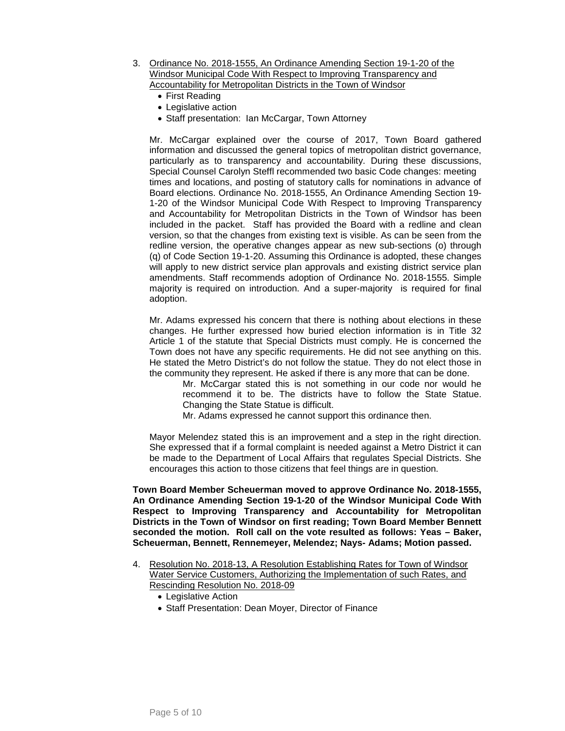3. Ordinance No. 2018-1555, An Ordinance Amending Section 19-1-20 of the Windsor Municipal Code With Respect to Improving Transparency and Accountability for Metropolitan Districts in the Town of Windsor
   - First Reading
   - Legislative action
   - Staff presentation: Ian McCargar, Town Attorney

   Mr. McCargar explained over the course of 2017, Town Board gathered information and discussed the general topics of metropolitan district governance, particularly as to transparency and accountability. During these discussions, Special Counsel Carolyn Steffl recommended two basic Code changes: meeting times and locations, and posting of statutory calls for nominations in advance of Board elections. Ordinance No. 2018-1555, An Ordinance Amending Section 19-1-20 of the Windsor Municipal Code With Respect to Improving Transparency and Accountability for Metropolitan Districts in the Town of Windsor has been included in the packet. Staff has provided the Board with a redline and clean version, so that the changes from existing text is visible. As can be seen from the redline version, the operative changes appear as new sub-sections (o) through (q) of Code Section 19-1-20. Assuming this Ordinance is adopted, these changes will apply to new district service plan approvals and existing district service plan amendments. Staff recommends adoption of Ordinance No. 2018-1555. Simple majority is required on introduction. And a super-majority is required for final adoption.

   Mr. Adams expressed his concern that there is nothing about elections in these changes. He further expressed how buried election information is in Title 32 Article 1 of the statute that Special Districts must comply. He is concerned the Town does not have any specific requirements. He did not see anything on this. He stated the Metro District's do not follow the statue. They do not elect those in the community they represent. He asked if there is any more that can be done.

   > Mr. McCargar stated this is not something in our code nor would he recommend it to be. The districts have to follow the State Statue. Changing the State Statue is difficult.
   >
   > Mr. Adams expressed he cannot support this ordinance then.

   Mayor Melendez stated this is an improvement and a step in the right direction. She expressed that if a formal complaint is needed against a Metro District it can be made to the Department of Local Affairs that regulates Special Districts. She encourages this action to those citizens that feel things are in question.

   **Town Board Member Scheuerman moved to approve Ordinance No. 2018-1555, An Ordinance Amending Section 19-1-20 of the Windsor Municipal Code With Respect to Improving Transparency and Accountability for Metropolitan Districts in the Town of Windsor on first reading; Town Board Member Bennett seconded the motion. Roll call on the vote resulted as follows: Yeas – Baker, Scheuerman, Bennett, Rennemeyer, Melendez; Nays- Adams; Motion passed.**

4. Resolution No. 2018-13, A Resolution Establishing Rates for Town of Windsor Water Service Customers, Authorizing the Implementation of such Rates, and Rescinding Resolution No. 2018-09
   - Legislative Action
   - Staff Presentation: Dean Moyer, Director of Finance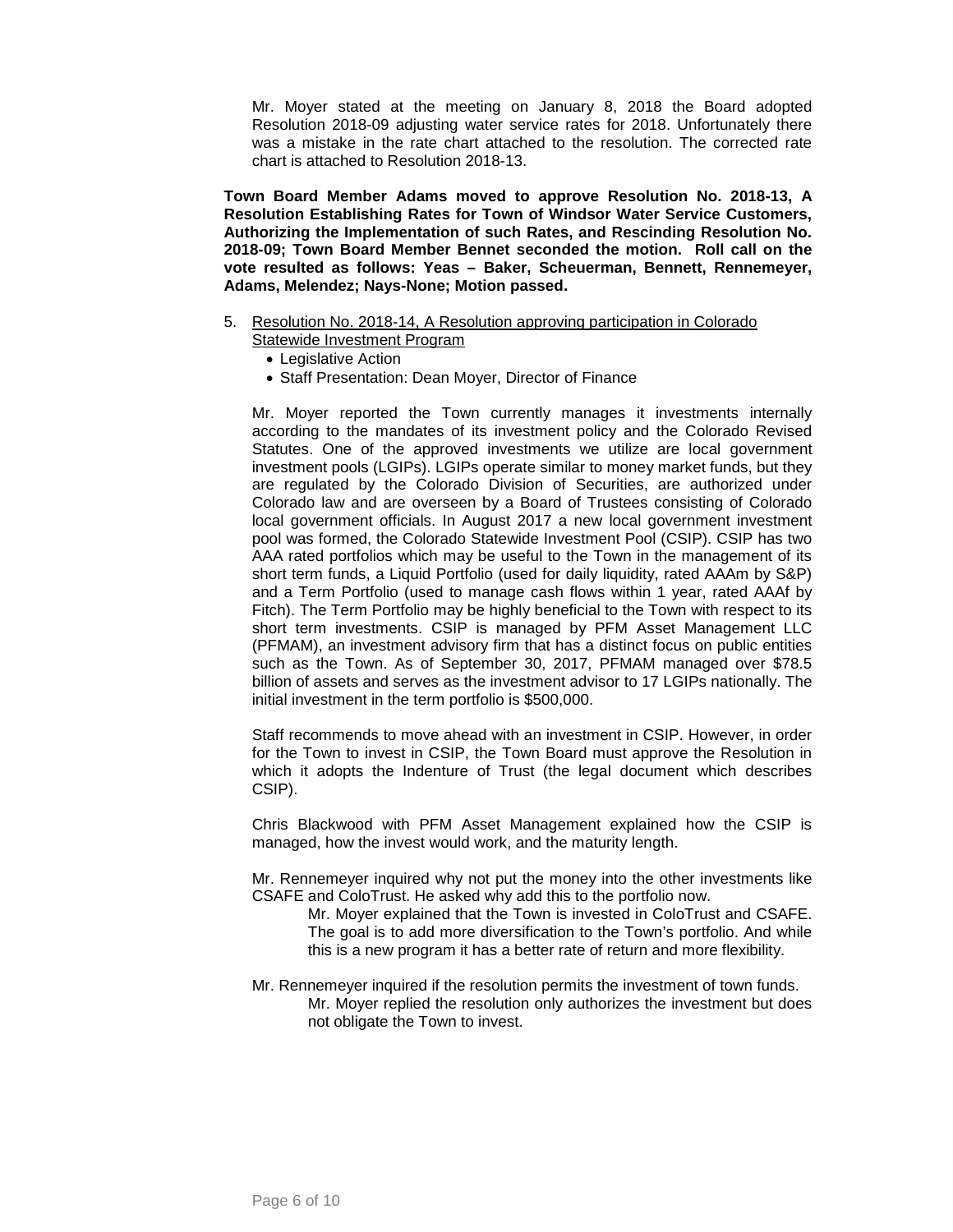Mr. Moyer stated at the meeting on January 8, 2018 the Board adopted Resolution 2018-09 adjusting water service rates for 2018. Unfortunately there was a mistake in the rate chart attached to the resolution. The corrected rate chart is attached to Resolution 2018-13.

**Town Board Member Adams moved to approve Resolution No. 2018-13, A Resolution Establishing Rates for Town of Windsor Water Service Customers, Authorizing the Implementation of such Rates, and Rescinding Resolution No. 2018-09; Town Board Member Bennet seconded the motion. Roll call on the vote resulted as follows: Yeas – Baker, Scheuerman, Bennett, Rennemeyer, Adams, Melendez; Nays-None; Motion passed.**

5. Resolution No. 2018-14, A Resolution approving participation in Colorado Statewide Investment Program
   - Legislative Action
   - Staff Presentation: Dean Moyer, Director of Finance

   Mr. Moyer reported the Town currently manages it investments internally according to the mandates of its investment policy and the Colorado Revised Statutes. One of the approved investments we utilize are local government investment pools (LGIPs). LGIPs operate similar to money market funds, but they are regulated by the Colorado Division of Securities, are authorized under Colorado law and are overseen by a Board of Trustees consisting of Colorado local government officials. In August 2017 a new local government investment pool was formed, the Colorado Statewide Investment Pool (CSIP). CSIP has two AAA rated portfolios which may be useful to the Town in the management of its short term funds, a Liquid Portfolio (used for daily liquidity, rated AAAm by S&P) and a Term Portfolio (used to manage cash flows within 1 year, rated AAAf by Fitch). The Term Portfolio may be highly beneficial to the Town with respect to its short term investments. CSIP is managed by PFM Asset Management LLC (PFMAM), an investment advisory firm that has a distinct focus on public entities such as the Town. As of September 30, 2017, PFMAM managed over $78.5 billion of assets and serves as the investment advisor to 17 LGIPs nationally. The initial investment in the term portfolio is $500,000.

   Staff recommends to move ahead with an investment in CSIP. However, in order for the Town to invest in CSIP, the Town Board must approve the Resolution in which it adopts the Indenture of Trust (the legal document which describes CSIP).

   Chris Blackwood with PFM Asset Management explained how the CSIP is managed, how the invest would work, and the maturity length.

   Mr. Rennemeyer inquired why not put the money into the other investments like CSAFE and ColoTrust. He asked why add this to the portfolio now.

   > Mr. Moyer explained that the Town is invested in ColoTrust and CSAFE. The goal is to add more diversification to the Town's portfolio. And while this is a new program it has a better rate of return and more flexibility.

   Mr. Rennemeyer inquired if the resolution permits the investment of town funds.

   > Mr. Moyer replied the resolution only authorizes the investment but does not obligate the Town to invest.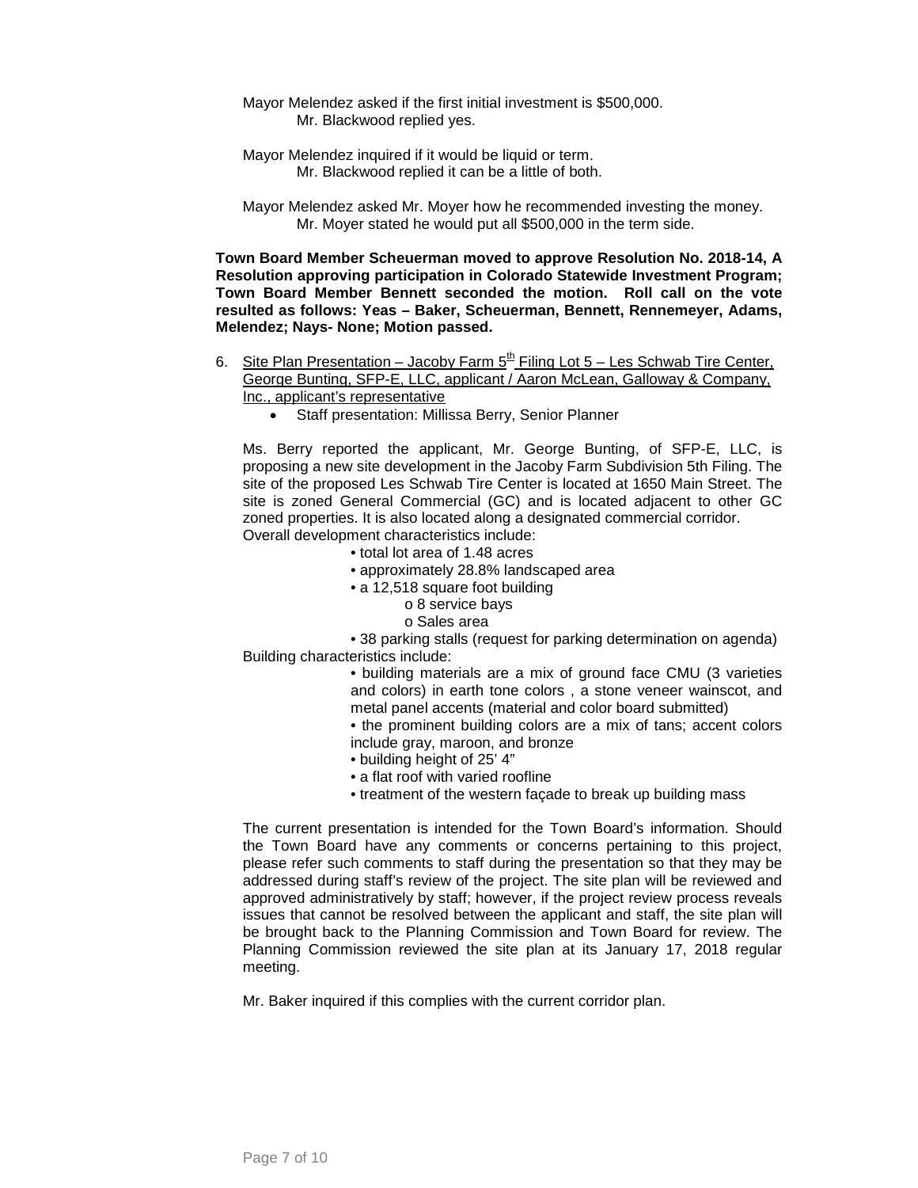Mayor Melendez asked if the first initial investment is $500,000.
Mr. Blackwood replied yes.

Mayor Melendez inquired if it would be liquid or term.
Mr. Blackwood replied it can be a little of both.

Mayor Melendez asked Mr. Moyer how he recommended investing the money.
Mr. Moyer stated he would put all $500,000 in the term side.

**Town Board Member Scheuerman moved to approve Resolution No. 2018-14, A Resolution approving participation in Colorado Statewide Investment Program; Town Board Member Bennett seconded the motion. Roll call on the vote resulted as follows: Yeas – Baker, Scheuerman, Bennett, Rennemeyer, Adams, Melendez; Nays- None; Motion passed.**

6. Site Plan Presentation – Jacoby Farm 5th Filing Lot 5 – Les Schwab Tire Center, George Bunting, SFP-E, LLC, applicant / Aaron McLean, Galloway & Company, Inc., applicant's representative
   - Staff presentation: Millissa Berry, Senior Planner

Ms. Berry reported the applicant, Mr. George Bunting, of SFP-E, LLC, is proposing a new site development in the Jacoby Farm Subdivision 5th Filing. The site of the proposed Les Schwab Tire Center is located at 1650 Main Street. The site is zoned General Commercial (GC) and is located adjacent to other GC zoned properties. It is also located along a designated commercial corridor.
Overall development characteristics include:

- total lot area of 1.48 acres
- approximately 28.8% landscaped area
- a 12,518 square foot building
  - o 8 service bays
  - o Sales area
- 38 parking stalls (request for parking determination on agenda)

Building characteristics include:

- building materials are a mix of ground face CMU (3 varieties and colors) in earth tone colors , a stone veneer wainscot, and metal panel accents (material and color board submitted)
- the prominent building colors are a mix of tans; accent colors include gray, maroon, and bronze
- building height of 25' 4"
- a flat roof with varied roofline
- treatment of the western façade to break up building mass

The current presentation is intended for the Town Board's information. Should the Town Board have any comments or concerns pertaining to this project, please refer such comments to staff during the presentation so that they may be addressed during staff's review of the project. The site plan will be reviewed and approved administratively by staff; however, if the project review process reveals issues that cannot be resolved between the applicant and staff, the site plan will be brought back to the Planning Commission and Town Board for review. The Planning Commission reviewed the site plan at its January 17, 2018 regular meeting.

Mr. Baker inquired if this complies with the current corridor plan.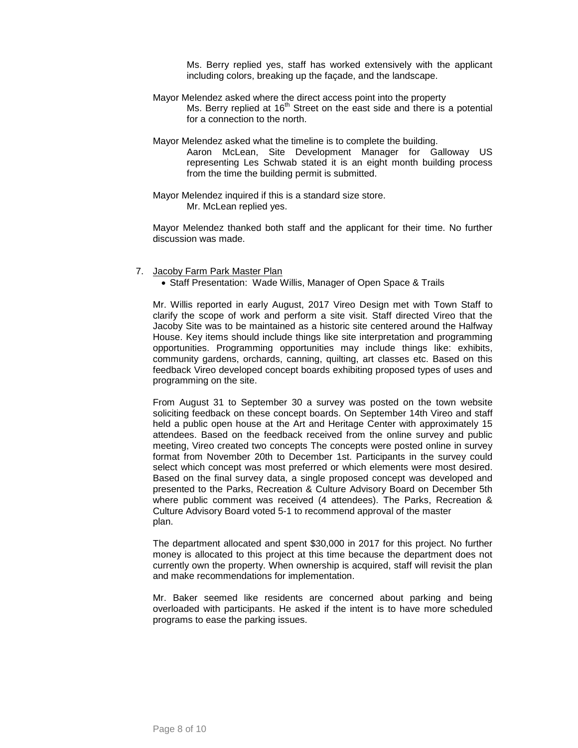Ms. Berry replied yes, staff has worked extensively with the applicant including colors, breaking up the façade, and the landscape.

Mayor Melendez asked where the direct access point into the property

Ms. Berry replied at 16th Street on the east side and there is a potential for a connection to the north.

Mayor Melendez asked what the timeline is to complete the building.

Aaron McLean, Site Development Manager for Galloway US representing Les Schwab stated it is an eight month building process from the time the building permit is submitted.

Mayor Melendez inquired if this is a standard size store.

Mr. McLean replied yes.

Mayor Melendez thanked both staff and the applicant for their time. No further discussion was made.

7. Jacoby Farm Park Master Plan
   - Staff Presentation: Wade Willis, Manager of Open Space & Trails

Mr. Willis reported in early August, 2017 Vireo Design met with Town Staff to clarify the scope of work and perform a site visit. Staff directed Vireo that the Jacoby Site was to be maintained as a historic site centered around the Halfway House. Key items should include things like site interpretation and programming opportunities. Programming opportunities may include things like: exhibits, community gardens, orchards, canning, quilting, art classes etc. Based on this feedback Vireo developed concept boards exhibiting proposed types of uses and programming on the site.

From August 31 to September 30 a survey was posted on the town website soliciting feedback on these concept boards. On September 14th Vireo and staff held a public open house at the Art and Heritage Center with approximately 15 attendees. Based on the feedback received from the online survey and public meeting, Vireo created two concepts The concepts were posted online in survey format from November 20th to December 1st. Participants in the survey could select which concept was most preferred or which elements were most desired. Based on the final survey data, a single proposed concept was developed and presented to the Parks, Recreation & Culture Advisory Board on December 5th where public comment was received (4 attendees). The Parks, Recreation & Culture Advisory Board voted 5-1 to recommend approval of the master plan.

The department allocated and spent $30,000 in 2017 for this project. No further money is allocated to this project at this time because the department does not currently own the property. When ownership is acquired, staff will revisit the plan and make recommendations for implementation.

Mr. Baker seemed like residents are concerned about parking and being overloaded with participants. He asked if the intent is to have more scheduled programs to ease the parking issues.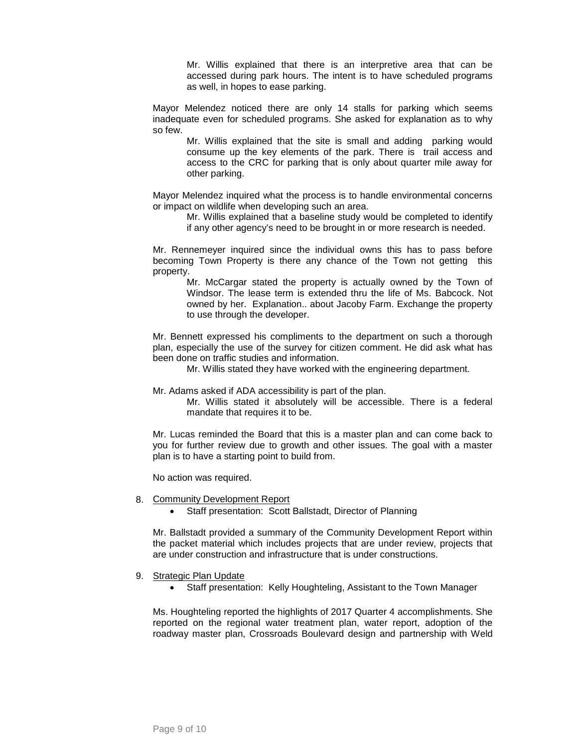Mr. Willis explained that there is an interpretive area that can be accessed during park hours. The intent is to have scheduled programs as well, in hopes to ease parking.

Mayor Melendez noticed there are only 14 stalls for parking which seems inadequate even for scheduled programs. She asked for explanation as to why so few.

Mr. Willis explained that the site is small and adding parking would consume up the key elements of the park. There is trail access and access to the CRC for parking that is only about quarter mile away for other parking.

Mayor Melendez inquired what the process is to handle environmental concerns or impact on wildlife when developing such an area.

Mr. Willis explained that a baseline study would be completed to identify if any other agency's need to be brought in or more research is needed.

Mr. Rennemeyer inquired since the individual owns this has to pass before becoming Town Property is there any chance of the Town not getting this property.

Mr. McCargar stated the property is actually owned by the Town of Windsor. The lease term is extended thru the life of Ms. Babcock. Not owned by her. Explanation.. about Jacoby Farm. Exchange the property to use through the developer.

Mr. Bennett expressed his compliments to the department on such a thorough plan, especially the use of the survey for citizen comment. He did ask what has been done on traffic studies and information.

Mr. Willis stated they have worked with the engineering department.

Mr. Adams asked if ADA accessibility is part of the plan.

Mr. Willis stated it absolutely will be accessible. There is a federal mandate that requires it to be.

Mr. Lucas reminded the Board that this is a master plan and can come back to you for further review due to growth and other issues. The goal with a master plan is to have a starting point to build from.

No action was required.

8. Community Development Report
   - Staff presentation: Scott Ballstadt, Director of Planning

Mr. Ballstadt provided a summary of the Community Development Report within the packet material which includes projects that are under review, projects that are under construction and infrastructure that is under constructions.

9. Strategic Plan Update
   - Staff presentation: Kelly Houghteling, Assistant to the Town Manager

Ms. Houghteling reported the highlights of 2017 Quarter 4 accomplishments. She reported on the regional water treatment plan, water report, adoption of the roadway master plan, Crossroads Boulevard design and partnership with Weld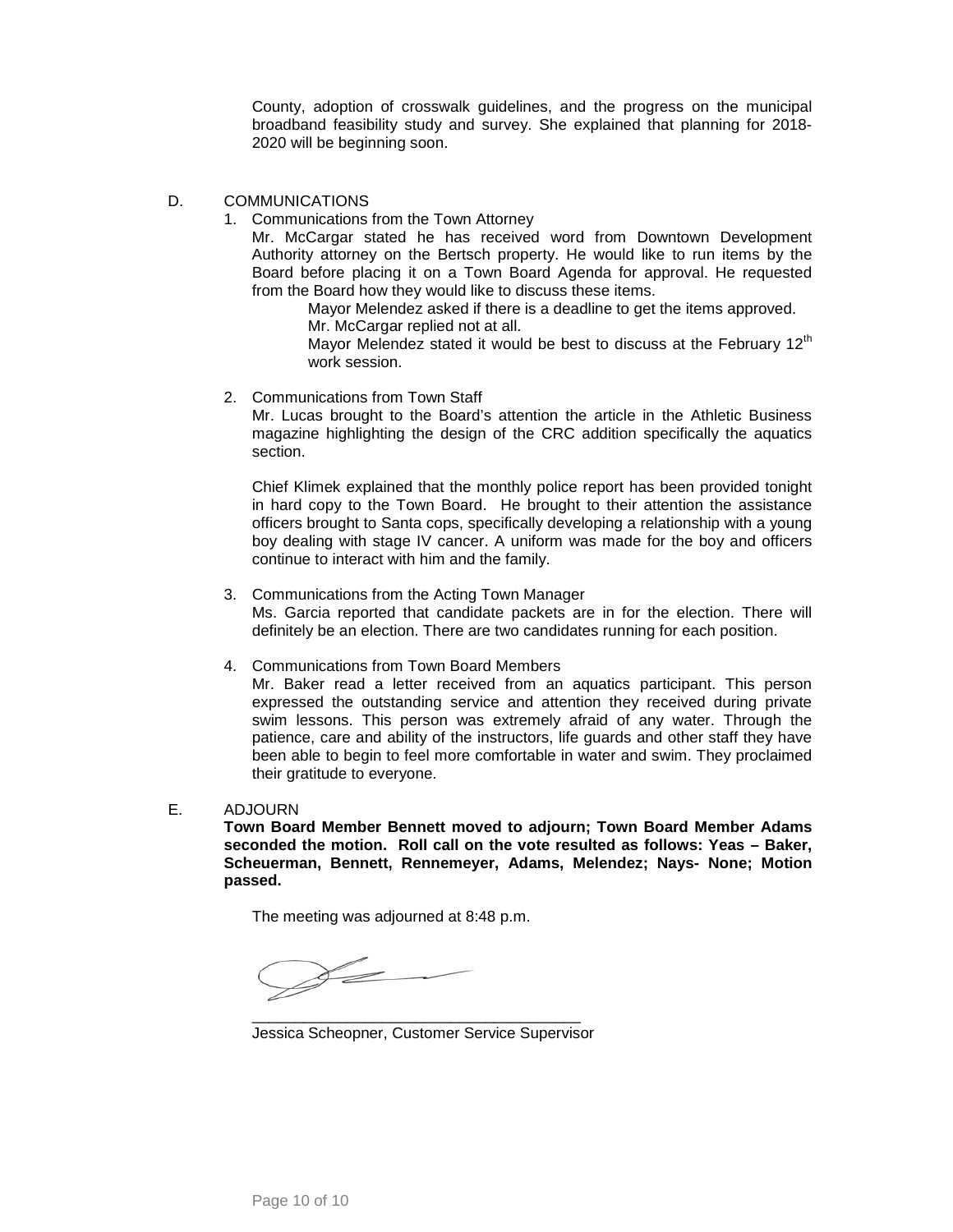County, adoption of crosswalk guidelines, and the progress on the municipal broadband feasibility study and survey. She explained that planning for 2018-2020 will be beginning soon.

D. COMMUNICATIONS

1. Communications from the Town Attorney

   Mr. McCargar stated he has received word from Downtown Development Authority attorney on the Bertsch property. He would like to run items by the Board before placing it on a Town Board Agenda for approval. He requested from the Board how they would like to discuss these items.

   Mayor Melendez asked if there is a deadline to get the items approved.
   Mr. McCargar replied not at all.
   Mayor Melendez stated it would be best to discuss at the February 12th work session.

2. Communications from Town Staff

   Mr. Lucas brought to the Board's attention the article in the Athletic Business magazine highlighting the design of the CRC addition specifically the aquatics section.

   Chief Klimek explained that the monthly police report has been provided tonight in hard copy to the Town Board. He brought to their attention the assistance officers brought to Santa cops, specifically developing a relationship with a young boy dealing with stage IV cancer. A uniform was made for the boy and officers continue to interact with him and the family.

3. Communications from the Acting Town Manager

   Ms. Garcia reported that candidate packets are in for the election. There will definitely be an election. There are two candidates running for each position.

4. Communications from Town Board Members

   Mr. Baker read a letter received from an aquatics participant. This person expressed the outstanding service and attention they received during private swim lessons. This person was extremely afraid of any water. Through the patience, care and ability of the instructors, life guards and other staff they have been able to begin to feel more comfortable in water and swim. They proclaimed their gratitude to everyone.

E. ADJOURN

**Town Board Member Bennett moved to adjourn; Town Board Member Adams seconded the motion. Roll call on the vote resulted as follows: Yeas – Baker, Scheuerman, Bennett, Rennemeyer, Adams, Melendez; Nays- None; Motion passed.**

The meeting was adjourned at 8:48 p.m.

\_\_\_\_\_\_\_\_\_\_\_\_\_\_\_\_\_\_\_\_\_\_\_\_\_\_\_\_\_\_\_\_\_\_\_\_\_\_

Jessica Scheopner, Customer Service Supervisor